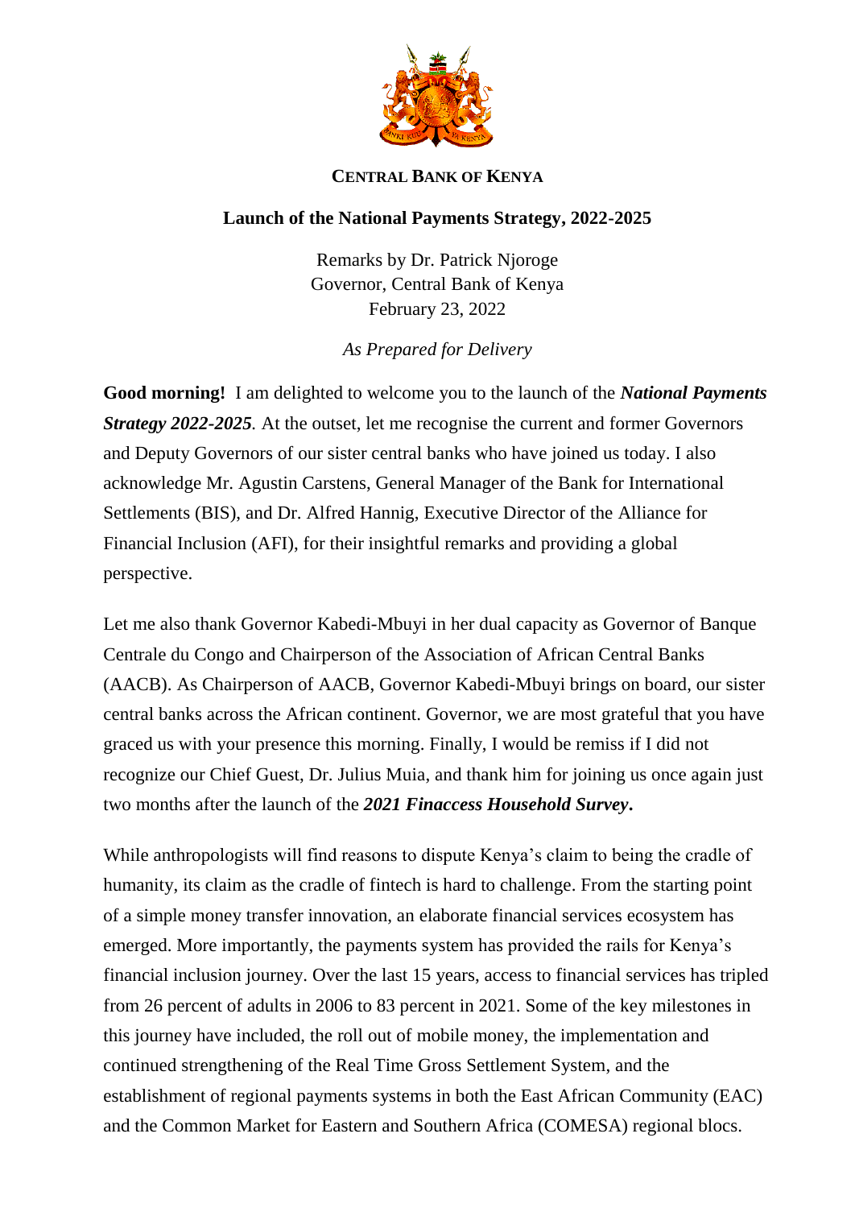**CENTRAL BANK OF KENYA**

**Launch of the National Payments Strategy, 2022-2025**

Remarks by Dr. Patrick Njoroge
Governor, Central Bank of Kenya
February 23, 2022

*As Prepared for Delivery*

**Good morning!** I am delighted to welcome you to the launch of the ***National Payments Strategy 2022-2025****.* At the outset, let me recognise the current and former Governors and Deputy Governors of our sister central banks who have joined us today. I also acknowledge Mr. Agustin Carstens, General Manager of the Bank for International Settlements (BIS), and Dr. Alfred Hannig, Executive Director of the Alliance for Financial Inclusion (AFI), for their insightful remarks and providing a global perspective.

Let me also thank Governor Kabedi-Mbuyi in her dual capacity as Governor of Banque Centrale du Congo and Chairperson of the Association of African Central Banks (AACB). As Chairperson of AACB, Governor Kabedi-Mbuyi brings on board, our sister central banks across the African continent. Governor, we are most grateful that you have graced us with your presence this morning. Finally, I would be remiss if I did not recognize our Chief Guest, Dr. Julius Muia, and thank him for joining us once again just two months after the launch of the ***2021 Finaccess Household Survey*****.**

While anthropologists will find reasons to dispute Kenya's claim to being the cradle of humanity, its claim as the cradle of fintech is hard to challenge. From the starting point of a simple money transfer innovation, an elaborate financial services ecosystem has emerged. More importantly, the payments system has provided the rails for Kenya's financial inclusion journey. Over the last 15 years, access to financial services has tripled from 26 percent of adults in 2006 to 83 percent in 2021. Some of the key milestones in this journey have included, the roll out of mobile money, the implementation and continued strengthening of the Real Time Gross Settlement System, and the establishment of regional payments systems in both the East African Community (EAC) and the Common Market for Eastern and Southern Africa (COMESA) regional blocs.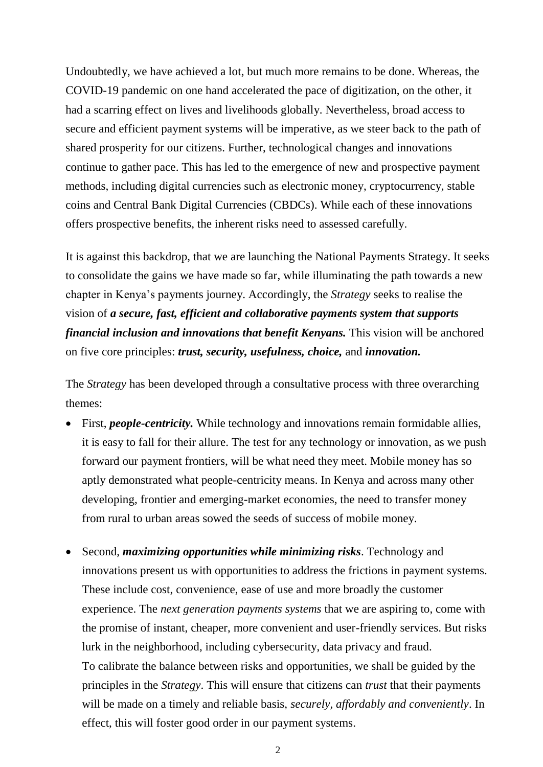Undoubtedly, we have achieved a lot, but much more remains to be done. Whereas, the COVID-19 pandemic on one hand accelerated the pace of digitization, on the other, it had a scarring effect on lives and livelihoods globally. Nevertheless, broad access to secure and efficient payment systems will be imperative, as we steer back to the path of shared prosperity for our citizens. Further, technological changes and innovations continue to gather pace. This has led to the emergence of new and prospective payment methods, including digital currencies such as electronic money, cryptocurrency, stable coins and Central Bank Digital Currencies (CBDCs). While each of these innovations offers prospective benefits, the inherent risks need to assessed carefully.

It is against this backdrop, that we are launching the National Payments Strategy. It seeks to consolidate the gains we have made so far, while illuminating the path towards a new chapter in Kenya's payments journey. Accordingly, the *Strategy* seeks to realise the vision of ***a secure, fast, efficient and collaborative payments system that supports financial inclusion and innovations that benefit Kenyans.*** This vision will be anchored on five core principles: ***trust, security, usefulness, choice,*** and ***innovation.***

The *Strategy* has been developed through a consultative process with three overarching themes:

- First, ***people-centricity.*** While technology and innovations remain formidable allies, it is easy to fall for their allure. The test for any technology or innovation, as we push forward our payment frontiers, will be what need they meet. Mobile money has so aptly demonstrated what people-centricity means. In Kenya and across many other developing, frontier and emerging-market economies, the need to transfer money from rural to urban areas sowed the seeds of success of mobile money.

- Second, ***maximizing opportunities while minimizing risks***. Technology and innovations present us with opportunities to address the frictions in payment systems. These include cost, convenience, ease of use and more broadly the customer experience. The *next generation payments systems* that we are aspiring to, come with the promise of instant, cheaper, more convenient and user-friendly services. But risks lurk in the neighborhood, including cybersecurity, data privacy and fraud.
  To calibrate the balance between risks and opportunities, we shall be guided by the principles in the *Strategy*. This will ensure that citizens can *trust* that their payments will be made on a timely and reliable basis, *securely, affordably and conveniently*. In effect, this will foster good order in our payment systems.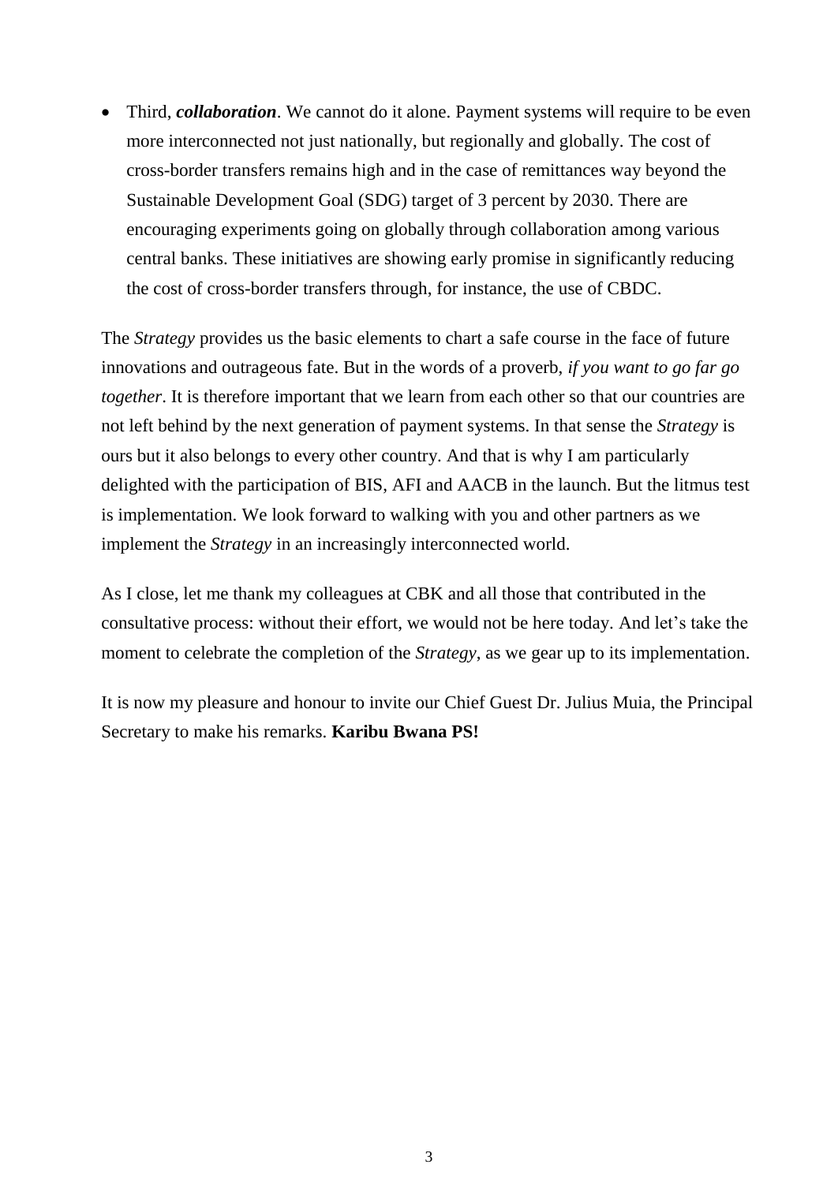- Third, ***collaboration***. We cannot do it alone. Payment systems will require to be even more interconnected not just nationally, but regionally and globally. The cost of cross-border transfers remains high and in the case of remittances way beyond the Sustainable Development Goal (SDG) target of 3 percent by 2030. There are encouraging experiments going on globally through collaboration among various central banks. These initiatives are showing early promise in significantly reducing the cost of cross-border transfers through, for instance, the use of CBDC.

The *Strategy* provides us the basic elements to chart a safe course in the face of future innovations and outrageous fate. But in the words of a proverb, *if you want to go far go together*. It is therefore important that we learn from each other so that our countries are not left behind by the next generation of payment systems. In that sense the *Strategy* is ours but it also belongs to every other country. And that is why I am particularly delighted with the participation of BIS, AFI and AACB in the launch. But the litmus test is implementation. We look forward to walking with you and other partners as we implement the *Strategy* in an increasingly interconnected world.

As I close, let me thank my colleagues at CBK and all those that contributed in the consultative process: without their effort, we would not be here today. And let's take the moment to celebrate the completion of the *Strategy*, as we gear up to its implementation.

It is now my pleasure and honour to invite our Chief Guest Dr. Julius Muia, the Principal Secretary to make his remarks. **Karibu Bwana PS!**